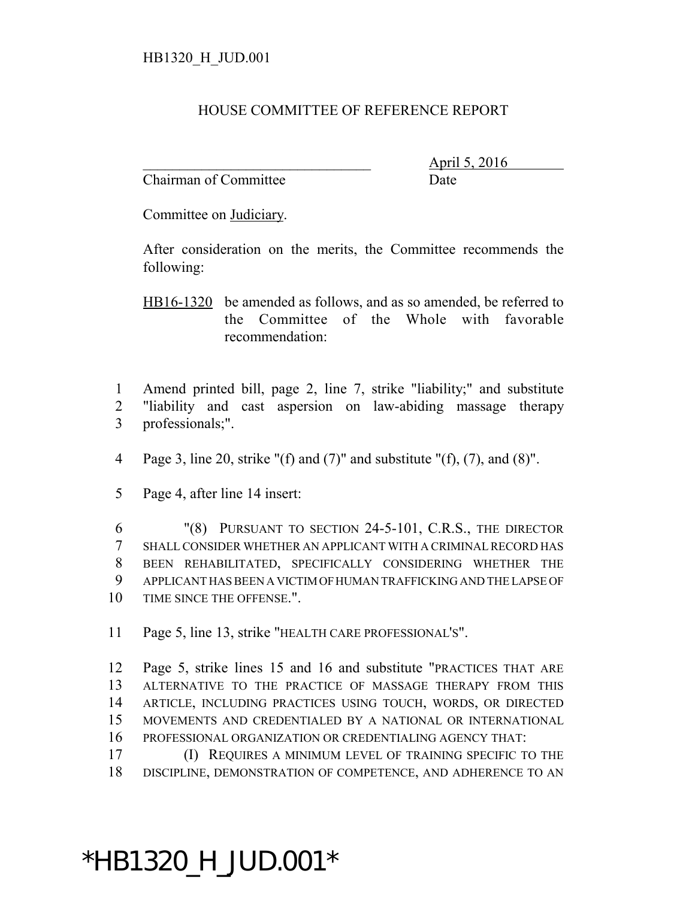HB1320_H_JUD.001

# HOUSE COMMITTEE OF REFERENCE REPORT

_______________________________ April 5, 2016
Chairman of Committee Date

Committee on Judiciary.

After consideration on the merits, the Committee recommends the following:

HB16-1320 be amended as follows, and as so amended, be referred to the Committee of the Whole with favorable recommendation:

1 Amend printed bill, page 2, line 7, strike "liability;" and substitute
2 "liability and cast aspersion on law-abiding massage therapy
3 professionals;".

4 Page 3, line 20, strike "(f) and (7)" and substitute "(f), (7), and (8)".

5 Page 4, after line 14 insert:

6 "(8) PURSUANT TO SECTION 24-5-101, C.R.S., THE DIRECTOR
7 SHALL CONSIDER WHETHER AN APPLICANT WITH A CRIMINAL RECORD HAS
8 BEEN REHABILITATED, SPECIFICALLY CONSIDERING WHETHER THE
9 APPLICANT HAS BEEN A VICTIM OF HUMAN TRAFFICKING AND THE LAPSE OF
10 TIME SINCE THE OFFENSE.".

11 Page 5, line 13, strike "HEALTH CARE PROFESSIONAL'S".

12 Page 5, strike lines 15 and 16 and substitute "PRACTICES THAT ARE
13 ALTERNATIVE TO THE PRACTICE OF MASSAGE THERAPY FROM THIS
14 ARTICLE, INCLUDING PRACTICES USING TOUCH, WORDS, OR DIRECTED
15 MOVEMENTS AND CREDENTIALED BY A NATIONAL OR INTERNATIONAL
16 PROFESSIONAL ORGANIZATION OR CREDENTIALING AGENCY THAT:
17 (I) REQUIRES A MINIMUM LEVEL OF TRAINING SPECIFIC TO THE
18 DISCIPLINE, DEMONSTRATION OF COMPETENCE, AND ADHERENCE TO AN

*HB1320_H_JUD.001*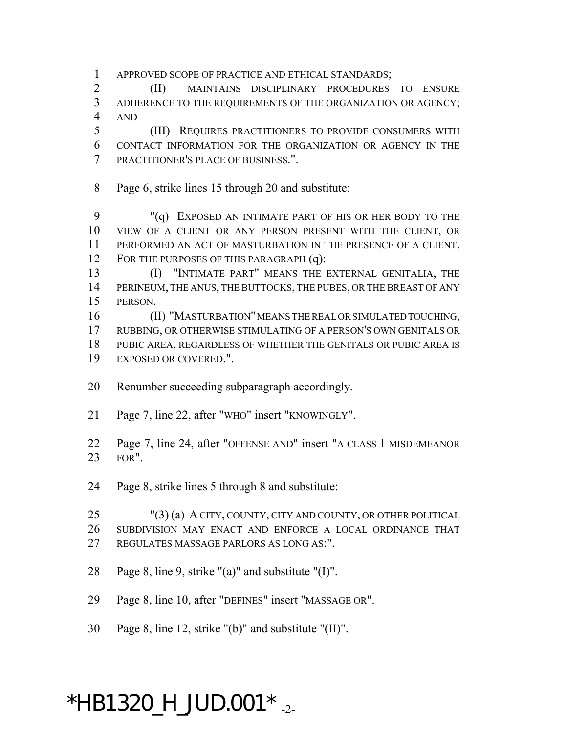APPROVED SCOPE OF PRACTICE AND ETHICAL STANDARDS;

(II) MAINTAINS DISCIPLINARY PROCEDURES TO ENSURE ADHERENCE TO THE REQUIREMENTS OF THE ORGANIZATION OR AGENCY; AND

(III) REQUIRES PRACTITIONERS TO PROVIDE CONSUMERS WITH CONTACT INFORMATION FOR THE ORGANIZATION OR AGENCY IN THE PRACTITIONER'S PLACE OF BUSINESS.".

Page 6, strike lines 15 through 20 and substitute:

"(q) EXPOSED AN INTIMATE PART OF HIS OR HER BODY TO THE VIEW OF A CLIENT OR ANY PERSON PRESENT WITH THE CLIENT, OR PERFORMED AN ACT OF MASTURBATION IN THE PRESENCE OF A CLIENT. FOR THE PURPOSES OF THIS PARAGRAPH (q):

(I) "INTIMATE PART" MEANS THE EXTERNAL GENITALIA, THE PERINEUM, THE ANUS, THE BUTTOCKS, THE PUBES, OR THE BREAST OF ANY PERSON.

(II) "MASTURBATION" MEANS THE REAL OR SIMULATED TOUCHING, RUBBING, OR OTHERWISE STIMULATING OF A PERSON'S OWN GENITALS OR PUBIC AREA, REGARDLESS OF WHETHER THE GENITALS OR PUBIC AREA IS EXPOSED OR COVERED.".

Renumber succeeding subparagraph accordingly.

Page 7, line 22, after "WHO" insert "KNOWINGLY".

Page 7, line 24, after "OFFENSE AND" insert "A CLASS 1 MISDEMEANOR FOR".

Page 8, strike lines 5 through 8 and substitute:

"(3) (a) A CITY, COUNTY, CITY AND COUNTY, OR OTHER POLITICAL SUBDIVISION MAY ENACT AND ENFORCE A LOCAL ORDINANCE THAT REGULATES MASSAGE PARLORS AS LONG AS:".

Page 8, line 9, strike "(a)" and substitute "(I)".

Page 8, line 10, after "DEFINES" insert "MASSAGE OR".

Page 8, line 12, strike "(b)" and substitute "(II)".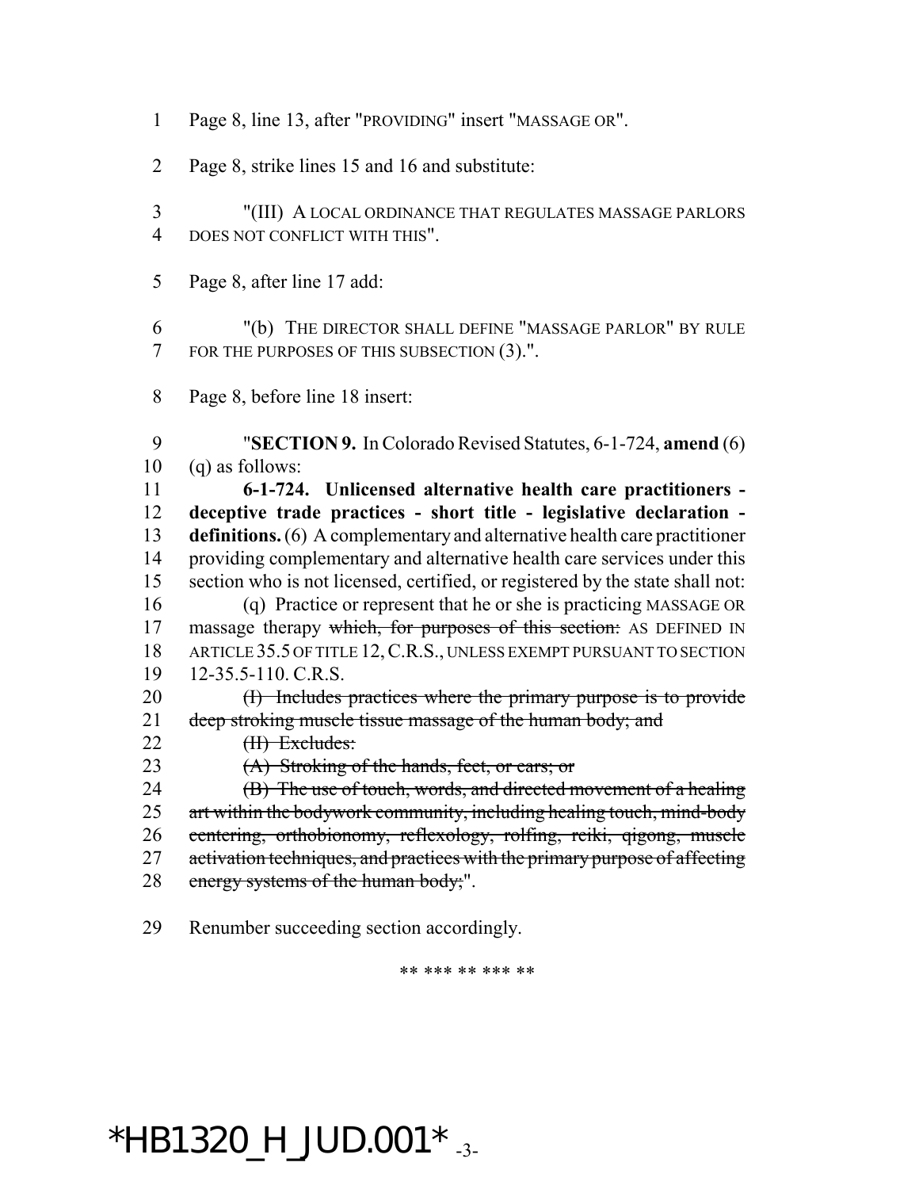Page 8, line 13, after "PROVIDING" insert "MASSAGE OR".

Page 8, strike lines 15 and 16 and substitute:

"(III) A LOCAL ORDINANCE THAT REGULATES MASSAGE PARLORS DOES NOT CONFLICT WITH THIS".

Page 8, after line 17 add:

"(b) THE DIRECTOR SHALL DEFINE "MASSAGE PARLOR" BY RULE FOR THE PURPOSES OF THIS SUBSECTION (3).".

Page 8, before line 18 insert:

"**SECTION 9.** In Colorado Revised Statutes, 6-1-724, **amend** (6) (q) as follows:

**6-1-724. Unlicensed alternative health care practitioners - deceptive trade practices - short title - legislative declaration - definitions.** (6) A complementary and alternative health care practitioner providing complementary and alternative health care services under this section who is not licensed, certified, or registered by the state shall not:

(q) Practice or represent that he or she is practicing MASSAGE OR massage therapy ~~which, for purposes of this section:~~ AS DEFINED IN ARTICLE 35.5 OF TITLE 12, C.R.S., UNLESS EXEMPT PURSUANT TO SECTION 12-35.5-110. C.R.S.

~~(I) Includes practices where the primary purpose is to provide deep stroking muscle tissue massage of the human body; and~~

~~(II) Excludes:~~

~~(A) Stroking of the hands, feet, or ears; or~~

~~(B) The use of touch, words, and directed movement of a healing art within the bodywork community, including healing touch, mind-body centering, orthobionomy, reflexology, rolfing, reiki, qigong, muscle activation techniques, and practices with the primary purpose of affecting energy systems of the human body;~~".

Renumber succeeding section accordingly.

** *** ** *** **

*HB1320_H_JUD.001*